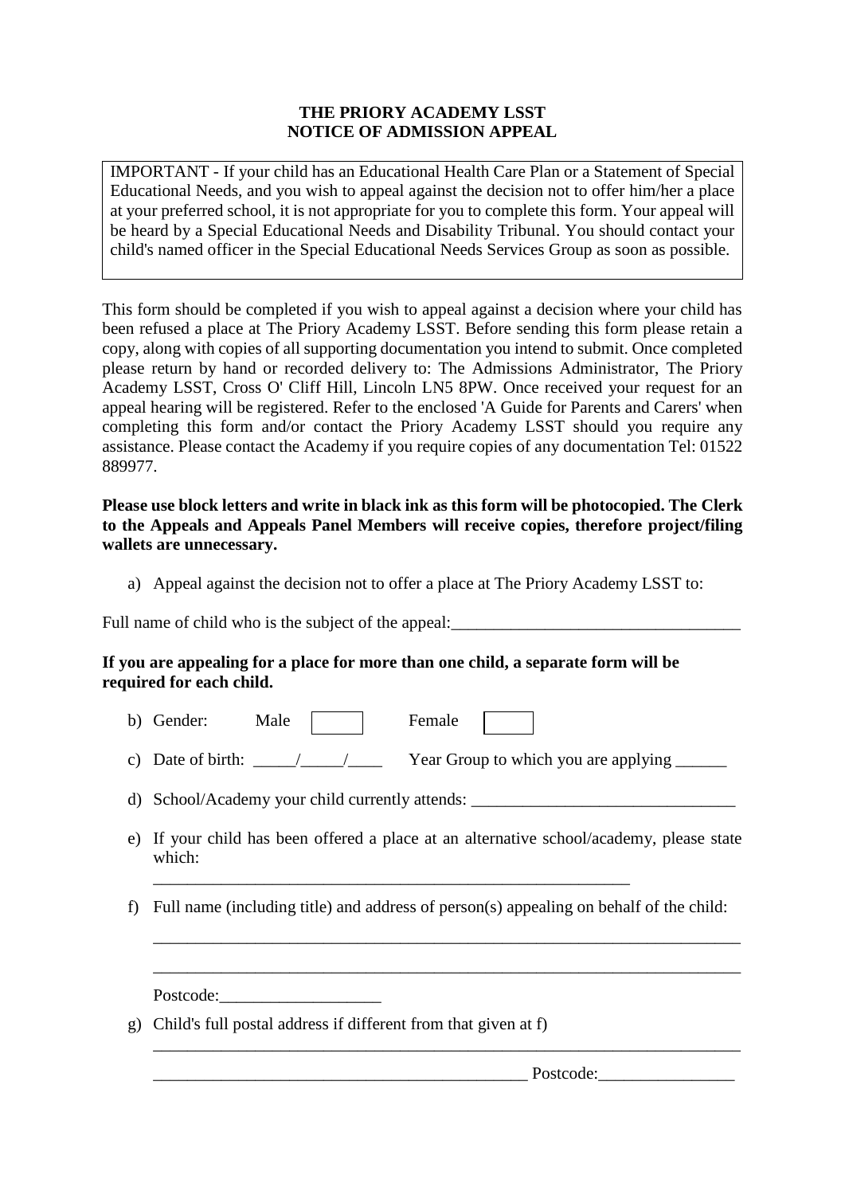# THE PRIORY ACADEMY LSST
## NOTICE OF ADMISSION APPEAL

> IMPORTANT - If your child has an Educational Health Care Plan or a Statement of Special Educational Needs, and you wish to appeal against the decision not to offer him/her a place at your preferred school, it is not appropriate for you to complete this form. Your appeal will be heard by a Special Educational Needs and Disability Tribunal. You should contact your child's named officer in the Special Educational Needs Services Group as soon as possible.

This form should be completed if you wish to appeal against a decision where your child has been refused a place at The Priory Academy LSST. Before sending this form please retain a copy, along with copies of all supporting documentation you intend to submit. Once completed please return by hand or recorded delivery to: The Admissions Administrator, The Priory Academy LSST, Cross O' Cliff Hill, Lincoln LN5 8PW. Once received your request for an appeal hearing will be registered. Refer to the enclosed 'A Guide for Parents and Carers' when completing this form and/or contact the Priory Academy LSST should you require any assistance. Please contact the Academy if you require copies of any documentation Tel: 01522 889977.

**Please use block letters and write in black ink as this form will be photocopied. The Clerk to the Appeals and Appeals Panel Members will receive copies, therefore project/filing wallets are unnecessary.**

a) Appeal against the decision not to offer a place at The Priory Academy LSST to:

Full name of child who is the subject of the appeal:__________________________________

**If you are appealing for a place for more than one child, a separate form will be required for each child.**

b) Gender: Male ☐ Female ☐

c) Date of birth: _____/_____/____ Year Group to which you are applying ______

d) School/Academy your child currently attends: _______________________________

e) If your child has been offered a place at an alternative school/academy, please state which:

___________________________________________________________

f) Full name (including title) and address of person(s) appealing on behalf of the child:

_______________________________________________________________________

_______________________________________________________________________

Postcode:___________________

g) Child's full postal address if different from that given at f)

_______________________________________________________________________

_____________________________________________ Postcode:________________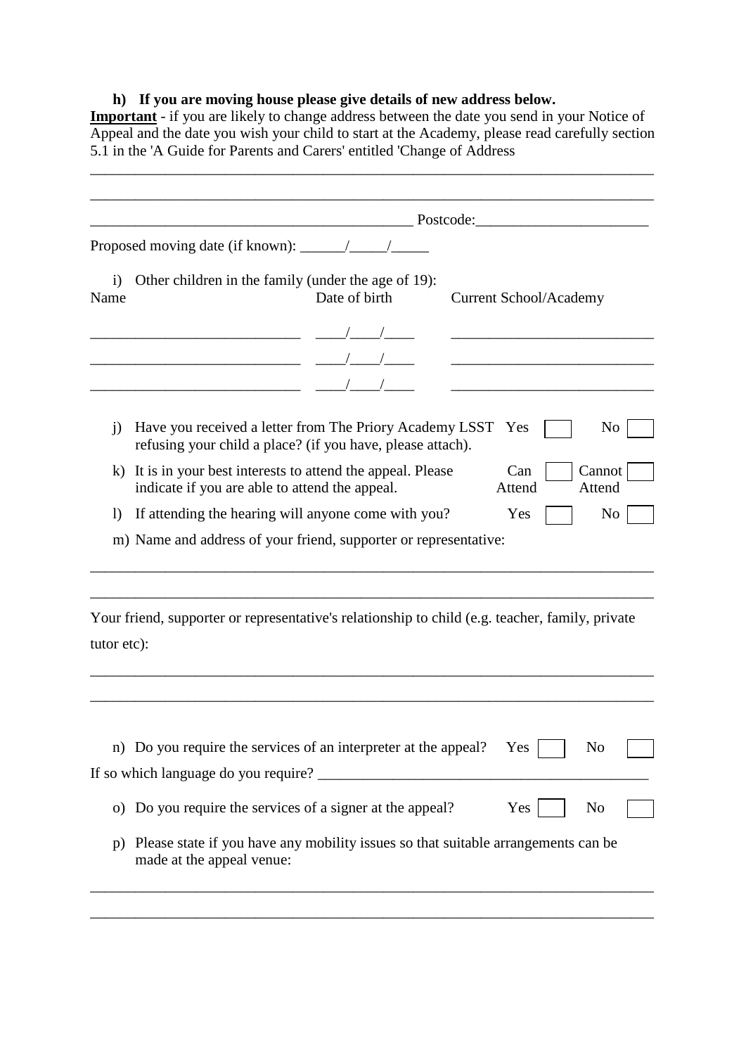**h) If you are moving house please give details of new address below.**

**Important** - if you are likely to change address between the date you send in your Notice of Appeal and the date you wish your child to start at the Academy, please read carefully section 5.1 in the 'A Guide for Parents and Carers' entitled 'Change of Address

\_\_\_\_\_\_\_\_\_\_\_\_\_\_\_\_\_\_\_\_\_\_\_\_\_\_\_\_\_\_\_\_\_\_\_\_\_\_\_\_\_\_\_\_\_\_\_\_\_\_\_\_\_\_\_\_\_\_\_\_\_\_\_\_\_\_\_\_\_\_\_\_

\_\_\_\_\_\_\_\_\_\_\_\_\_\_\_\_\_\_\_\_\_\_\_\_\_\_\_\_\_\_\_\_\_\_\_\_\_\_\_\_\_\_\_\_\_\_\_\_\_\_\_\_\_\_\_\_\_\_\_\_\_\_\_\_\_\_\_\_\_\_\_\_

\_\_\_\_\_\_\_\_\_\_\_\_\_\_\_\_\_\_\_\_\_\_\_\_\_\_\_\_\_\_\_\_\_\_\_\_\_\_\_\_\_\_ Postcode:\_\_\_\_\_\_\_\_\_\_\_\_\_\_\_\_\_\_\_\_\_\_

Proposed moving date (if known): \_\_\_\_\_\_/\_\_\_\_\_/\_\_\_\_\_

i) Other children in the family (under the age of 19):

| Name | Date of birth | Current School/Academy |
|---|---|---|
| \_\_\_\_\_\_\_\_\_\_\_\_\_\_\_\_\_\_\_\_\_\_\_\_\_\_\_\_ | \_\_\_\_/\_\_\_\_/\_\_\_\_ | \_\_\_\_\_\_\_\_\_\_\_\_\_\_\_\_\_\_\_\_\_\_\_\_\_\_\_ |
| \_\_\_\_\_\_\_\_\_\_\_\_\_\_\_\_\_\_\_\_\_\_\_\_\_\_\_\_ | \_\_\_\_/\_\_\_\_/\_\_\_\_ | \_\_\_\_\_\_\_\_\_\_\_\_\_\_\_\_\_\_\_\_\_\_\_\_\_\_\_ |
| \_\_\_\_\_\_\_\_\_\_\_\_\_\_\_\_\_\_\_\_\_\_\_\_\_\_\_\_ | \_\_\_\_/\_\_\_\_/\_\_\_\_ | \_\_\_\_\_\_\_\_\_\_\_\_\_\_\_\_\_\_\_\_\_\_\_\_\_\_\_ |

j) Have you received a letter from The Priory Academy LSST refusing your child a place? (if you have, please attach). Yes ☐ No ☐

k) It is in your best interests to attend the appeal. Please indicate if you are able to attend the appeal. Can Attend ☐ Cannot Attend ☐

l) If attending the hearing will anyone come with you? Yes ☐ No ☐

m) Name and address of your friend, supporter or representative:

\_\_\_\_\_\_\_\_\_\_\_\_\_\_\_\_\_\_\_\_\_\_\_\_\_\_\_\_\_\_\_\_\_\_\_\_\_\_\_\_\_\_\_\_\_\_\_\_\_\_\_\_\_\_\_\_\_\_\_\_\_\_\_\_\_\_\_\_\_\_\_\_

\_\_\_\_\_\_\_\_\_\_\_\_\_\_\_\_\_\_\_\_\_\_\_\_\_\_\_\_\_\_\_\_\_\_\_\_\_\_\_\_\_\_\_\_\_\_\_\_\_\_\_\_\_\_\_\_\_\_\_\_\_\_\_\_\_\_\_\_\_\_\_\_

Your friend, supporter or representative's relationship to child (e.g. teacher, family, private tutor etc):

\_\_\_\_\_\_\_\_\_\_\_\_\_\_\_\_\_\_\_\_\_\_\_\_\_\_\_\_\_\_\_\_\_\_\_\_\_\_\_\_\_\_\_\_\_\_\_\_\_\_\_\_\_\_\_\_\_\_\_\_\_\_\_\_\_\_\_\_\_\_\_\_

\_\_\_\_\_\_\_\_\_\_\_\_\_\_\_\_\_\_\_\_\_\_\_\_\_\_\_\_\_\_\_\_\_\_\_\_\_\_\_\_\_\_\_\_\_\_\_\_\_\_\_\_\_\_\_\_\_\_\_\_\_\_\_\_\_\_\_\_\_\_\_\_

n) Do you require the services of an interpreter at the appeal? Yes ☐ No ☐

If so which language do you require? \_\_\_\_\_\_\_\_\_\_\_\_\_\_\_\_\_\_\_\_\_\_\_\_\_\_\_\_\_\_\_\_\_\_\_\_\_\_\_\_\_\_\_\_

o) Do you require the services of a signer at the appeal? Yes ☐ No ☐

p) Please state if you have any mobility issues so that suitable arrangements can be made at the appeal venue:

\_\_\_\_\_\_\_\_\_\_\_\_\_\_\_\_\_\_\_\_\_\_\_\_\_\_\_\_\_\_\_\_\_\_\_\_\_\_\_\_\_\_\_\_\_\_\_\_\_\_\_\_\_\_\_\_\_\_\_\_\_\_\_\_\_\_\_\_\_\_\_\_

\_\_\_\_\_\_\_\_\_\_\_\_\_\_\_\_\_\_\_\_\_\_\_\_\_\_\_\_\_\_\_\_\_\_\_\_\_\_\_\_\_\_\_\_\_\_\_\_\_\_\_\_\_\_\_\_\_\_\_\_\_\_\_\_\_\_\_\_\_\_\_\_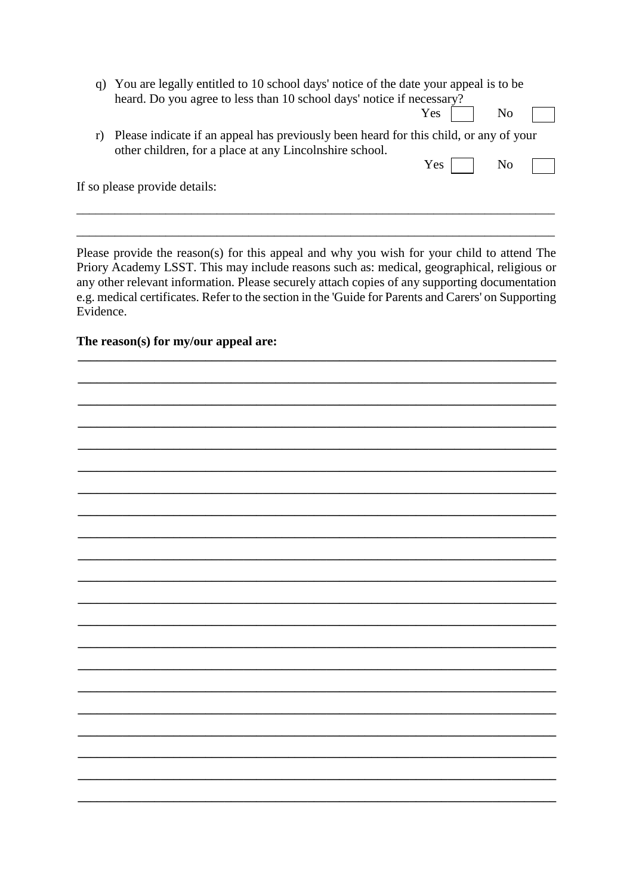q) You are legally entitled to 10 school days' notice of the date your appeal is to be heard. Do you agree to less than 10 school days' notice if necessary?

Yes ☐ No ☐

r) Please indicate if an appeal has previously been heard for this child, or any of your other children, for a place at any Lincolnshire school.

Yes ☐ No ☐

If so please provide details:

\_\_\_\_\_\_\_\_\_\_\_\_\_\_\_\_\_\_\_\_\_\_\_\_\_\_\_\_\_\_\_\_\_\_\_\_\_\_\_\_\_\_\_\_\_\_\_\_\_\_\_\_\_\_\_\_\_\_\_\_\_\_\_\_\_\_\_\_\_\_\_\_

\_\_\_\_\_\_\_\_\_\_\_\_\_\_\_\_\_\_\_\_\_\_\_\_\_\_\_\_\_\_\_\_\_\_\_\_\_\_\_\_\_\_\_\_\_\_\_\_\_\_\_\_\_\_\_\_\_\_\_\_\_\_\_\_\_\_\_\_\_\_\_\_

Please provide the reason(s) for this appeal and why you wish for your child to attend The Priory Academy LSST. This may include reasons such as: medical, geographical, religious or any other relevant information. Please securely attach copies of any supporting documentation e.g. medical certificates. Refer to the section in the 'Guide for Parents and Carers' on Supporting Evidence.

**The reason(s) for my/our appeal are:**

\_\_\_\_\_\_\_\_\_\_\_\_\_\_\_\_\_\_\_\_\_\_\_\_\_\_\_\_\_\_\_\_\_\_\_\_\_\_\_\_\_\_\_\_\_\_\_\_\_\_\_\_\_\_\_\_\_\_\_\_\_\_\_\_\_\_\_\_\_\_\_\_

\_\_\_\_\_\_\_\_\_\_\_\_\_\_\_\_\_\_\_\_\_\_\_\_\_\_\_\_\_\_\_\_\_\_\_\_\_\_\_\_\_\_\_\_\_\_\_\_\_\_\_\_\_\_\_\_\_\_\_\_\_\_\_\_\_\_\_\_\_\_\_\_

\_\_\_\_\_\_\_\_\_\_\_\_\_\_\_\_\_\_\_\_\_\_\_\_\_\_\_\_\_\_\_\_\_\_\_\_\_\_\_\_\_\_\_\_\_\_\_\_\_\_\_\_\_\_\_\_\_\_\_\_\_\_\_\_\_\_\_\_\_\_\_\_

\_\_\_\_\_\_\_\_\_\_\_\_\_\_\_\_\_\_\_\_\_\_\_\_\_\_\_\_\_\_\_\_\_\_\_\_\_\_\_\_\_\_\_\_\_\_\_\_\_\_\_\_\_\_\_\_\_\_\_\_\_\_\_\_\_\_\_\_\_\_\_\_

\_\_\_\_\_\_\_\_\_\_\_\_\_\_\_\_\_\_\_\_\_\_\_\_\_\_\_\_\_\_\_\_\_\_\_\_\_\_\_\_\_\_\_\_\_\_\_\_\_\_\_\_\_\_\_\_\_\_\_\_\_\_\_\_\_\_\_\_\_\_\_\_

\_\_\_\_\_\_\_\_\_\_\_\_\_\_\_\_\_\_\_\_\_\_\_\_\_\_\_\_\_\_\_\_\_\_\_\_\_\_\_\_\_\_\_\_\_\_\_\_\_\_\_\_\_\_\_\_\_\_\_\_\_\_\_\_\_\_\_\_\_\_\_\_

\_\_\_\_\_\_\_\_\_\_\_\_\_\_\_\_\_\_\_\_\_\_\_\_\_\_\_\_\_\_\_\_\_\_\_\_\_\_\_\_\_\_\_\_\_\_\_\_\_\_\_\_\_\_\_\_\_\_\_\_\_\_\_\_\_\_\_\_\_\_\_\_

\_\_\_\_\_\_\_\_\_\_\_\_\_\_\_\_\_\_\_\_\_\_\_\_\_\_\_\_\_\_\_\_\_\_\_\_\_\_\_\_\_\_\_\_\_\_\_\_\_\_\_\_\_\_\_\_\_\_\_\_\_\_\_\_\_\_\_\_\_\_\_\_

\_\_\_\_\_\_\_\_\_\_\_\_\_\_\_\_\_\_\_\_\_\_\_\_\_\_\_\_\_\_\_\_\_\_\_\_\_\_\_\_\_\_\_\_\_\_\_\_\_\_\_\_\_\_\_\_\_\_\_\_\_\_\_\_\_\_\_\_\_\_\_\_

\_\_\_\_\_\_\_\_\_\_\_\_\_\_\_\_\_\_\_\_\_\_\_\_\_\_\_\_\_\_\_\_\_\_\_\_\_\_\_\_\_\_\_\_\_\_\_\_\_\_\_\_\_\_\_\_\_\_\_\_\_\_\_\_\_\_\_\_\_\_\_\_

\_\_\_\_\_\_\_\_\_\_\_\_\_\_\_\_\_\_\_\_\_\_\_\_\_\_\_\_\_\_\_\_\_\_\_\_\_\_\_\_\_\_\_\_\_\_\_\_\_\_\_\_\_\_\_\_\_\_\_\_\_\_\_\_\_\_\_\_\_\_\_\_

\_\_\_\_\_\_\_\_\_\_\_\_\_\_\_\_\_\_\_\_\_\_\_\_\_\_\_\_\_\_\_\_\_\_\_\_\_\_\_\_\_\_\_\_\_\_\_\_\_\_\_\_\_\_\_\_\_\_\_\_\_\_\_\_\_\_\_\_\_\_\_\_

\_\_\_\_\_\_\_\_\_\_\_\_\_\_\_\_\_\_\_\_\_\_\_\_\_\_\_\_\_\_\_\_\_\_\_\_\_\_\_\_\_\_\_\_\_\_\_\_\_\_\_\_\_\_\_\_\_\_\_\_\_\_\_\_\_\_\_\_\_\_\_\_

\_\_\_\_\_\_\_\_\_\_\_\_\_\_\_\_\_\_\_\_\_\_\_\_\_\_\_\_\_\_\_\_\_\_\_\_\_\_\_\_\_\_\_\_\_\_\_\_\_\_\_\_\_\_\_\_\_\_\_\_\_\_\_\_\_\_\_\_\_\_\_\_

\_\_\_\_\_\_\_\_\_\_\_\_\_\_\_\_\_\_\_\_\_\_\_\_\_\_\_\_\_\_\_\_\_\_\_\_\_\_\_\_\_\_\_\_\_\_\_\_\_\_\_\_\_\_\_\_\_\_\_\_\_\_\_\_\_\_\_\_\_\_\_\_

\_\_\_\_\_\_\_\_\_\_\_\_\_\_\_\_\_\_\_\_\_\_\_\_\_\_\_\_\_\_\_\_\_\_\_\_\_\_\_\_\_\_\_\_\_\_\_\_\_\_\_\_\_\_\_\_\_\_\_\_\_\_\_\_\_\_\_\_\_\_\_\_

\_\_\_\_\_\_\_\_\_\_\_\_\_\_\_\_\_\_\_\_\_\_\_\_\_\_\_\_\_\_\_\_\_\_\_\_\_\_\_\_\_\_\_\_\_\_\_\_\_\_\_\_\_\_\_\_\_\_\_\_\_\_\_\_\_\_\_\_\_\_\_\_

\_\_\_\_\_\_\_\_\_\_\_\_\_\_\_\_\_\_\_\_\_\_\_\_\_\_\_\_\_\_\_\_\_\_\_\_\_\_\_\_\_\_\_\_\_\_\_\_\_\_\_\_\_\_\_\_\_\_\_\_\_\_\_\_\_\_\_\_\_\_\_\_

\_\_\_\_\_\_\_\_\_\_\_\_\_\_\_\_\_\_\_\_\_\_\_\_\_\_\_\_\_\_\_\_\_\_\_\_\_\_\_\_\_\_\_\_\_\_\_\_\_\_\_\_\_\_\_\_\_\_\_\_\_\_\_\_\_\_\_\_\_\_\_\_

\_\_\_\_\_\_\_\_\_\_\_\_\_\_\_\_\_\_\_\_\_\_\_\_\_\_\_\_\_\_\_\_\_\_\_\_\_\_\_\_\_\_\_\_\_\_\_\_\_\_\_\_\_\_\_\_\_\_\_\_\_\_\_\_\_\_\_\_\_\_\_\_

\_\_\_\_\_\_\_\_\_\_\_\_\_\_\_\_\_\_\_\_\_\_\_\_\_\_\_\_\_\_\_\_\_\_\_\_\_\_\_\_\_\_\_\_\_\_\_\_\_\_\_\_\_\_\_\_\_\_\_\_\_\_\_\_\_\_\_\_\_\_\_\_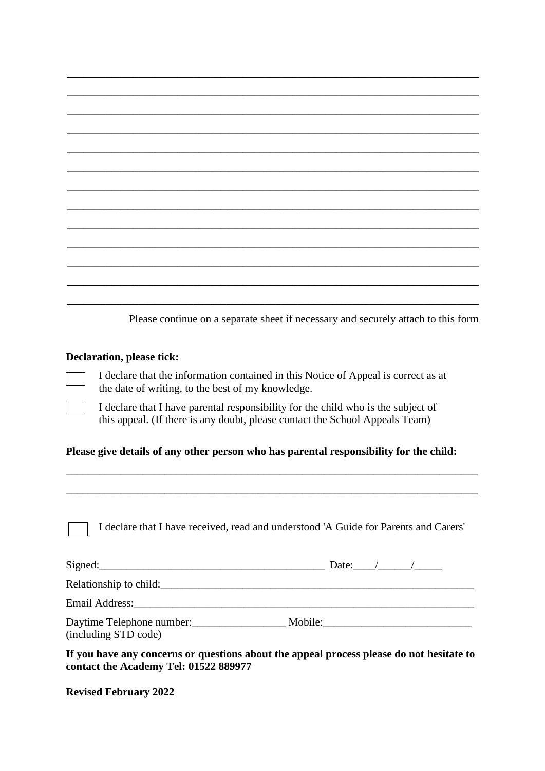\_\_\_\_\_\_\_\_\_\_\_\_\_\_\_\_\_\_\_\_\_\_\_\_\_\_\_\_\_\_\_\_\_\_\_\_\_\_\_\_\_\_\_\_\_\_\_\_\_\_\_\_\_\_\_\_\_\_\_\_\_\_\_\_\_\_\_\_\_\_

\_\_\_\_\_\_\_\_\_\_\_\_\_\_\_\_\_\_\_\_\_\_\_\_\_\_\_\_\_\_\_\_\_\_\_\_\_\_\_\_\_\_\_\_\_\_\_\_\_\_\_\_\_\_\_\_\_\_\_\_\_\_\_\_\_\_\_\_\_\_

\_\_\_\_\_\_\_\_\_\_\_\_\_\_\_\_\_\_\_\_\_\_\_\_\_\_\_\_\_\_\_\_\_\_\_\_\_\_\_\_\_\_\_\_\_\_\_\_\_\_\_\_\_\_\_\_\_\_\_\_\_\_\_\_\_\_\_\_\_\_

\_\_\_\_\_\_\_\_\_\_\_\_\_\_\_\_\_\_\_\_\_\_\_\_\_\_\_\_\_\_\_\_\_\_\_\_\_\_\_\_\_\_\_\_\_\_\_\_\_\_\_\_\_\_\_\_\_\_\_\_\_\_\_\_\_\_\_\_\_\_

\_\_\_\_\_\_\_\_\_\_\_\_\_\_\_\_\_\_\_\_\_\_\_\_\_\_\_\_\_\_\_\_\_\_\_\_\_\_\_\_\_\_\_\_\_\_\_\_\_\_\_\_\_\_\_\_\_\_\_\_\_\_\_\_\_\_\_\_\_\_

\_\_\_\_\_\_\_\_\_\_\_\_\_\_\_\_\_\_\_\_\_\_\_\_\_\_\_\_\_\_\_\_\_\_\_\_\_\_\_\_\_\_\_\_\_\_\_\_\_\_\_\_\_\_\_\_\_\_\_\_\_\_\_\_\_\_\_\_\_\_

\_\_\_\_\_\_\_\_\_\_\_\_\_\_\_\_\_\_\_\_\_\_\_\_\_\_\_\_\_\_\_\_\_\_\_\_\_\_\_\_\_\_\_\_\_\_\_\_\_\_\_\_\_\_\_\_\_\_\_\_\_\_\_\_\_\_\_\_\_\_

\_\_\_\_\_\_\_\_\_\_\_\_\_\_\_\_\_\_\_\_\_\_\_\_\_\_\_\_\_\_\_\_\_\_\_\_\_\_\_\_\_\_\_\_\_\_\_\_\_\_\_\_\_\_\_\_\_\_\_\_\_\_\_\_\_\_\_\_\_\_

\_\_\_\_\_\_\_\_\_\_\_\_\_\_\_\_\_\_\_\_\_\_\_\_\_\_\_\_\_\_\_\_\_\_\_\_\_\_\_\_\_\_\_\_\_\_\_\_\_\_\_\_\_\_\_\_\_\_\_\_\_\_\_\_\_\_\_\_\_\_

\_\_\_\_\_\_\_\_\_\_\_\_\_\_\_\_\_\_\_\_\_\_\_\_\_\_\_\_\_\_\_\_\_\_\_\_\_\_\_\_\_\_\_\_\_\_\_\_\_\_\_\_\_\_\_\_\_\_\_\_\_\_\_\_\_\_\_\_\_\_

\_\_\_\_\_\_\_\_\_\_\_\_\_\_\_\_\_\_\_\_\_\_\_\_\_\_\_\_\_\_\_\_\_\_\_\_\_\_\_\_\_\_\_\_\_\_\_\_\_\_\_\_\_\_\_\_\_\_\_\_\_\_\_\_\_\_\_\_\_\_

\_\_\_\_\_\_\_\_\_\_\_\_\_\_\_\_\_\_\_\_\_\_\_\_\_\_\_\_\_\_\_\_\_\_\_\_\_\_\_\_\_\_\_\_\_\_\_\_\_\_\_\_\_\_\_\_\_\_\_\_\_\_\_\_\_\_\_\_\_\_

\_\_\_\_\_\_\_\_\_\_\_\_\_\_\_\_\_\_\_\_\_\_\_\_\_\_\_\_\_\_\_\_\_\_\_\_\_\_\_\_\_\_\_\_\_\_\_\_\_\_\_\_\_\_\_\_\_\_\_\_\_\_\_\_\_\_\_\_\_\_

Please continue on a separate sheet if necessary and securely attach to this form

**Declaration, please tick:**

☐ I declare that the information contained in this Notice of Appeal is correct as at the date of writing, to the best of my knowledge.

☐ I declare that I have parental responsibility for the child who is the subject of this appeal. (If there is any doubt, please contact the School Appeals Team)

**Please give details of any other person who has parental responsibility for the child:**

\_\_\_\_\_\_\_\_\_\_\_\_\_\_\_\_\_\_\_\_\_\_\_\_\_\_\_\_\_\_\_\_\_\_\_\_\_\_\_\_\_\_\_\_\_\_\_\_\_\_\_\_\_\_\_\_\_\_\_\_\_\_\_\_\_\_\_\_\_\_

\_\_\_\_\_\_\_\_\_\_\_\_\_\_\_\_\_\_\_\_\_\_\_\_\_\_\_\_\_\_\_\_\_\_\_\_\_\_\_\_\_\_\_\_\_\_\_\_\_\_\_\_\_\_\_\_\_\_\_\_\_\_\_\_\_\_\_\_\_\_

☐ I declare that I have received, read and understood 'A Guide for Parents and Carers'

Signed:\_\_\_\_\_\_\_\_\_\_\_\_\_\_\_\_\_\_\_\_\_\_\_\_\_\_\_\_\_\_\_\_\_\_\_\_\_\_\_\_\_ Date:\_\_\_\_/\_\_\_\_\_\_/\_\_\_\_\_

Relationship to child:\_\_\_\_\_\_\_\_\_\_\_\_\_\_\_\_\_\_\_\_\_\_\_\_\_\_\_\_\_\_\_\_\_\_\_\_\_\_\_\_\_\_\_\_\_\_\_\_\_\_\_\_\_\_\_\_\_\_\_

Email Address:\_\_\_\_\_\_\_\_\_\_\_\_\_\_\_\_\_\_\_\_\_\_\_\_\_\_\_\_\_\_\_\_\_\_\_\_\_\_\_\_\_\_\_\_\_\_\_\_\_\_\_\_\_\_\_\_\_\_\_\_\_\_\_

Daytime Telephone number:\_\_\_\_\_\_\_\_\_\_\_\_\_\_\_\_\_ Mobile:\_\_\_\_\_\_\_\_\_\_\_\_\_\_\_\_\_\_\_\_\_\_\_\_\_\_\_
(including STD code)

**If you have any concerns or questions about the appeal process please do not hesitate to contact the Academy Tel: 01522 889977**

**Revised February 2022**